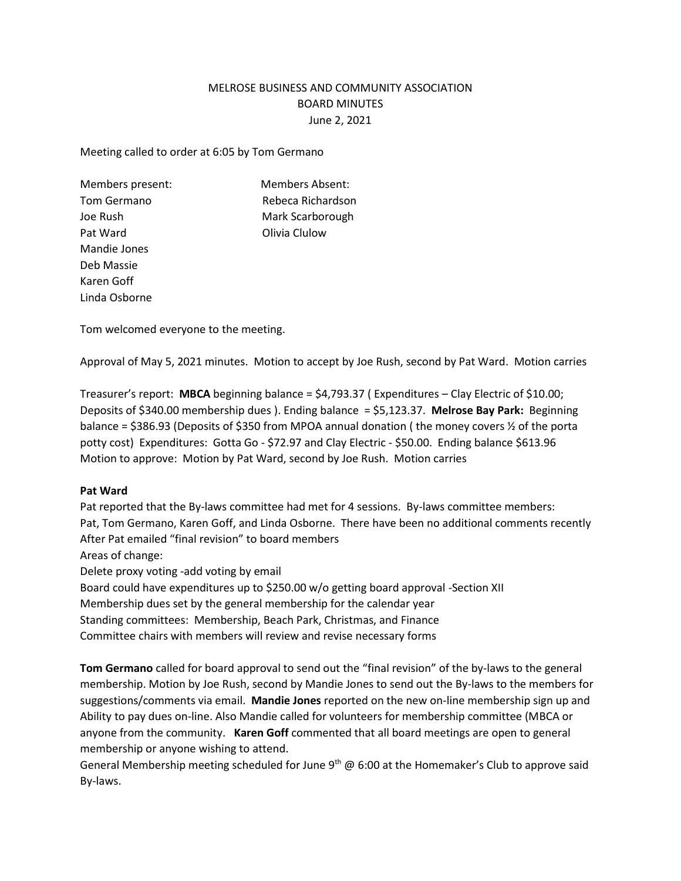MELROSE BUSINESS AND COMMUNITY ASSOCIATION
BOARD MINUTES
June 2, 2021

Meeting called to order at 6:05 by Tom Germano

| Members present: | Members Absent: |
| --- | --- |
| Tom Germano | Rebeca Richardson |
| Joe Rush | Mark Scarborough |
| Pat Ward | Olivia Clulow |
| Mandie Jones | |
| Deb Massie | |
| Karen Goff | |
| Linda Osborne | |

Tom welcomed everyone to the meeting.

Approval of May 5, 2021 minutes. Motion to accept by Joe Rush, second by Pat Ward. Motion carries

Treasurer's report: **MBCA** beginning balance = $4,793.37 ( Expenditures – Clay Electric of $10.00; Deposits of $340.00 membership dues ). Ending balance = $5,123.37. **Melrose Bay Park:** Beginning balance = $386.93 (Deposits of $350 from MPOA annual donation ( the money covers ½ of the porta potty cost) Expenditures: Gotta Go - $72.97 and Clay Electric - $50.00. Ending balance $613.96
Motion to approve: Motion by Pat Ward, second by Joe Rush. Motion carries

**Pat Ward**

Pat reported that the By-laws committee had met for 4 sessions. By-laws committee members: Pat, Tom Germano, Karen Goff, and Linda Osborne. There have been no additional comments recently After Pat emailed "final revision" to board members

Areas of change:

Delete proxy voting -add voting by email

Board could have expenditures up to $250.00 w/o getting board approval -Section XII

Membership dues set by the general membership for the calendar year

Standing committees: Membership, Beach Park, Christmas, and Finance

Committee chairs with members will review and revise necessary forms

**Tom Germano** called for board approval to send out the "final revision" of the by-laws to the general membership. Motion by Joe Rush, second by Mandie Jones to send out the By-laws to the members for suggestions/comments via email. **Mandie Jones** reported on the new on-line membership sign up and Ability to pay dues on-line. Also Mandie called for volunteers for membership committee (MBCA or anyone from the community. **Karen Goff** commented that all board meetings are open to general membership or anyone wishing to attend.

General Membership meeting scheduled for June 9th @ 6:00 at the Homemaker's Club to approve said By-laws.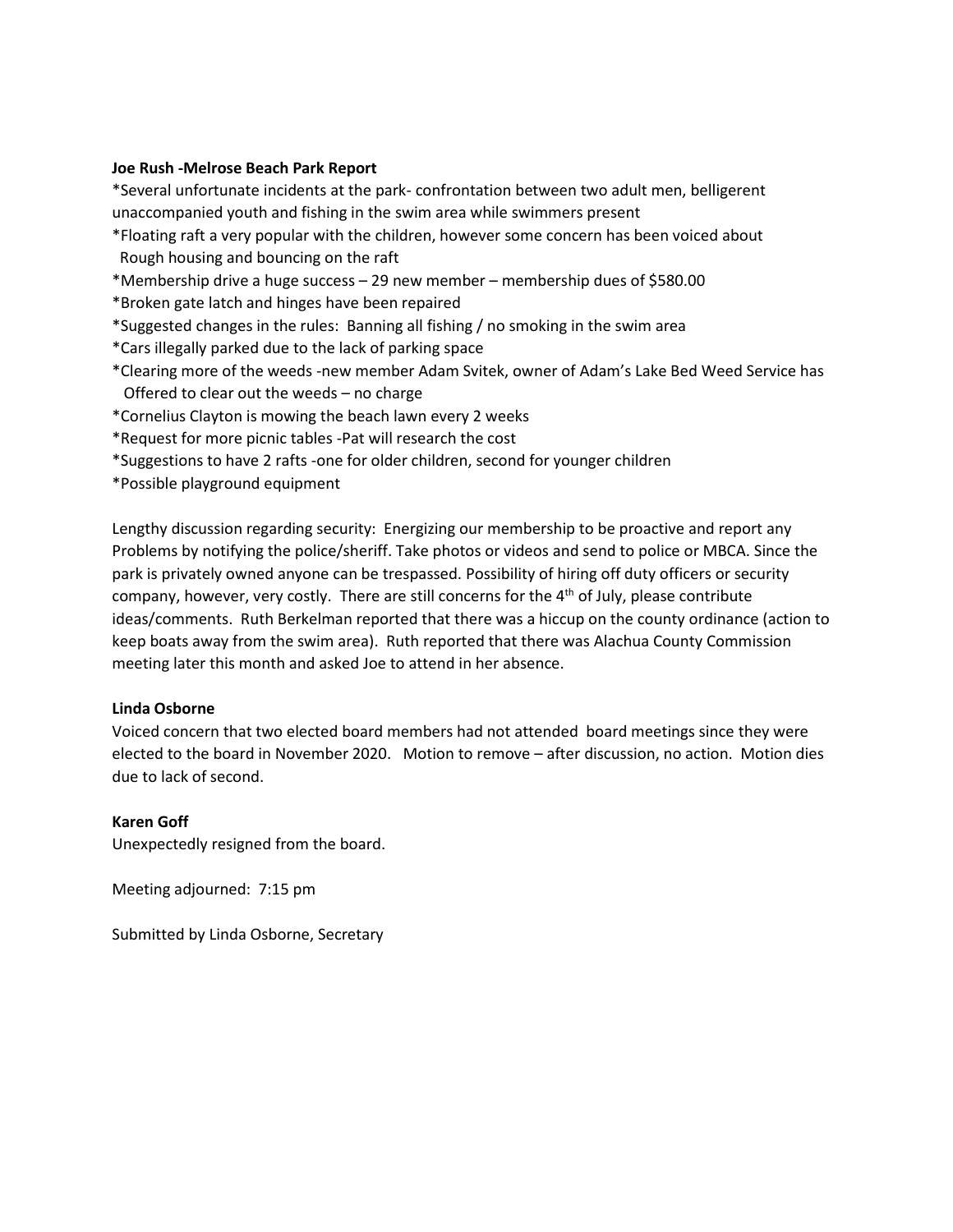**Joe Rush -Melrose Beach Park Report**

*Several unfortunate incidents at the park- confrontation between two adult men, belligerent unaccompanied youth and fishing in the swim area while swimmers present
*Floating raft a very popular with the children, however some concern has been voiced about Rough housing and bouncing on the raft
*Membership drive a huge success – 29 new member – membership dues of $580.00
*Broken gate latch and hinges have been repaired
*Suggested changes in the rules: Banning all fishing / no smoking in the swim area
*Cars illegally parked due to the lack of parking space
*Clearing more of the weeds -new member Adam Svitek, owner of Adam's Lake Bed Weed Service has Offered to clear out the weeds – no charge
*Cornelius Clayton is mowing the beach lawn every 2 weeks
*Request for more picnic tables -Pat will research the cost
*Suggestions to have 2 rafts -one for older children, second for younger children
*Possible playground equipment

Lengthy discussion regarding security: Energizing our membership to be proactive and report any Problems by notifying the police/sheriff. Take photos or videos and send to police or MBCA. Since the park is privately owned anyone can be trespassed. Possibility of hiring off duty officers or security company, however, very costly. There are still concerns for the 4th of July, please contribute ideas/comments. Ruth Berkelman reported that there was a hiccup on the county ordinance (action to keep boats away from the swim area). Ruth reported that there was Alachua County Commission meeting later this month and asked Joe to attend in her absence.

**Linda Osborne**

Voiced concern that two elected board members had not attended board meetings since they were elected to the board in November 2020. Motion to remove – after discussion, no action. Motion dies due to lack of second.

**Karen Goff**

Unexpectedly resigned from the board.

Meeting adjourned: 7:15 pm

Submitted by Linda Osborne, Secretary